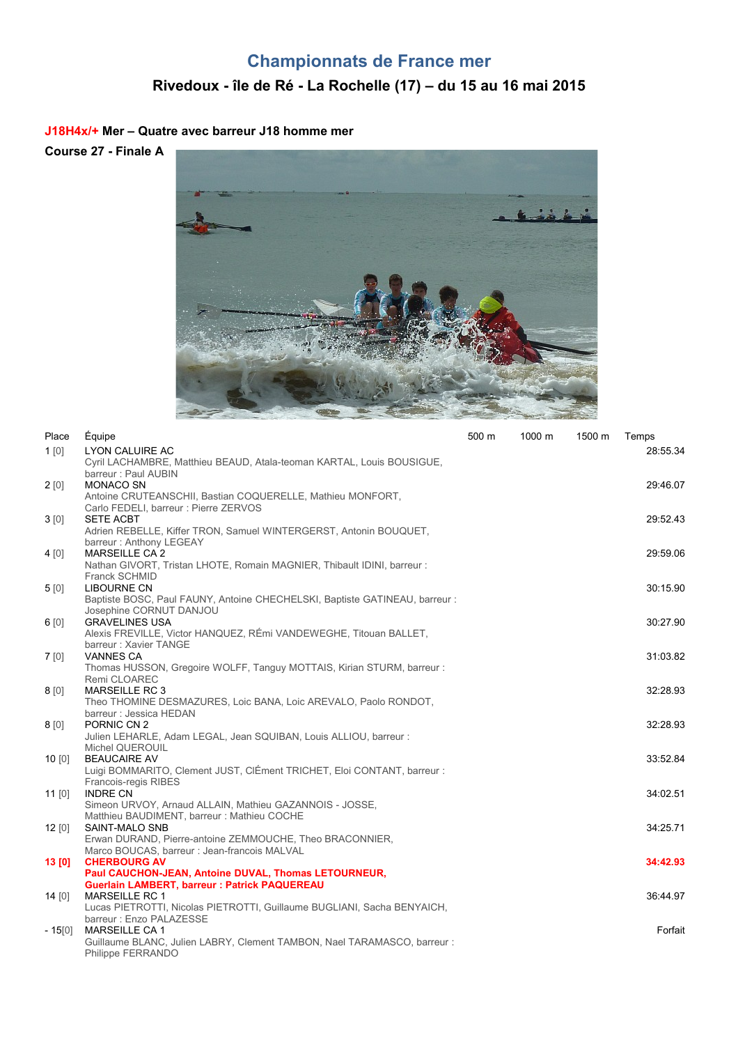# Championnats de France mer

## Rivedoux - île de Ré - La Rochelle (17) – du 15 au 16 mai 2015

### J18H4x/+ Mer – Quatre avec barreur J18 homme mer

**Course 27 - Finale A**

| Place | Équipe | 500 m | 1000 m | 1500 m | Temps |
|---|---|---|---|---|---|
| 1 [0] | LYON CALUIRE AC<br>Cyril LACHAMBRE, Matthieu BEAUD, Atala-teoman KARTAL, Louis BOUSIGUE, barreur : Paul AUBIN | | | | 28:55.34 |
| 2 [0] | MONACO SN<br>Antoine CRUTEANSCHII, Bastian COQUERELLE, Mathieu MONFORT, Carlo FEDELI, barreur : Pierre ZERVOS | | | | 29:46.07 |
| 3 [0] | SETE ACBT<br>Adrien REBELLE, Kiffer TRON, Samuel WINTERGERST, Antonin BOUQUET, barreur : Anthony LEGEAY | | | | 29:52.43 |
| 4 [0] | MARSEILLE CA 2<br>Nathan GIVORT, Tristan LHOTE, Romain MAGNIER, Thibault IDINI, barreur : Franck SCHMID | | | | 29:59.06 |
| 5 [0] | LIBOURNE CN<br>Baptiste BOSC, Paul FAUNY, Antoine CHECHELSKI, Baptiste GATINEAU, barreur : Josephine CORNUT DANJOU | | | | 30:15.90 |
| 6 [0] | GRAVELINES USA<br>Alexis FREVILLE, Victor HANQUEZ, RÉmi VANDEWEGHE, Titouan BALLET, barreur : Xavier TANGE | | | | 30:27.90 |
| 7 [0] | VANNES CA<br>Thomas HUSSON, Gregoire WOLFF, Tanguy MOTTAIS, Kirian STURM, barreur : Remi CLOAREC | | | | 31:03.82 |
| 8 [0] | MARSEILLE RC 3<br>Theo THOMINE DESMAZURES, Loic BANA, Loic AREVALO, Paolo RONDOT, barreur : Jessica HEDAN | | | | 32:28.93 |
| 8 [0] | PORNIC CN 2<br>Julien LEHARLE, Adam LEGAL, Jean SQUIBAN, Louis ALLIOU, barreur : Michel QUEROUIL | | | | 32:28.93 |
| 10 [0] | BEAUCAIRE AV<br>Luigi BOMMARITO, Clement JUST, ClÉment TRICHET, Eloi CONTANT, barreur : Francois-regis RIBES | | | | 33:52.84 |
| 11 [0] | INDRE CN<br>Simeon URVOY, Arnaud ALLAIN, Mathieu GAZANNOIS - JOSSE, Matthieu BAUDIMENT, barreur : Mathieu COCHE | | | | 34:02.51 |
| 12 [0] | SAINT-MALO SNB<br>Erwan DURAND, Pierre-antoine ZEMMOUCHE, Theo BRACONNIER, Marco BOUCAS, barreur : Jean-francois MALVAL | | | | 34:25.71 |
| **13 [0]** | **CHERBOURG AV<br>Paul CAUCHON-JEAN, Antoine DUVAL, Thomas LETOURNEUR, Guerlain LAMBERT, barreur : Patrick PAQUEREAU** | | | | **34:42.93** |
| 14 [0] | MARSEILLE RC 1<br>Lucas PIETROTTI, Nicolas PIETROTTI, Guillaume BUGLIANI, Sacha BENYAICH, barreur : Enzo PALAZESSE | | | | 36:44.97 |
| - 15[0] | MARSEILLE CA 1<br>Guillaume BLANC, Julien LABRY, Clement TAMBON, Nael TARAMASCO, barreur : Philippe FERRANDO | | | | Forfait |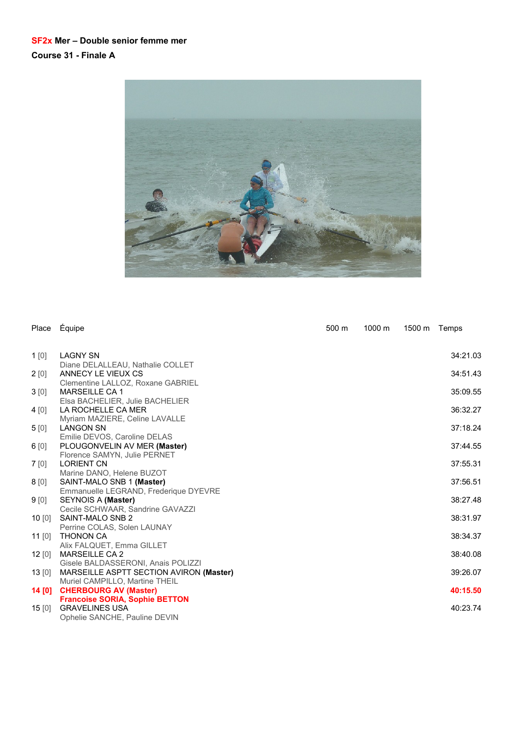**SF2x Mer – Double senior femme mer**

**Course 31 - Finale A**

| Place | Équipe | 500 m | 1000 m | 1500 m | Temps |
|---|---|---|---|---|---|
| 1 [0] | LAGNY SN<br>Diane DELALLEAU, Nathalie COLLET | | | | 34:21.03 |
| 2 [0] | ANNECY LE VIEUX CS<br>Clementine LALLOZ, Roxane GABRIEL | | | | 34:51.43 |
| 3 [0] | MARSEILLE CA 1<br>Elsa BACHELIER, Julie BACHELIER | | | | 35:09.55 |
| 4 [0] | LA ROCHELLE CA MER<br>Myriam MAZIERE, Celine LAVALLE | | | | 36:32.27 |
| 5 [0] | LANGON SN<br>Emilie DEVOS, Caroline DELAS | | | | 37:18.24 |
| 6 [0] | PLOUGONVELIN AV MER **(Master)**<br>Florence SAMYN, Julie PERNET | | | | 37:44.55 |
| 7 [0] | LORIENT CN<br>Marine DANO, Helene BUZOT | | | | 37:55.31 |
| 8 [0] | SAINT-MALO SNB 1 **(Master)**<br>Emmanuelle LEGRAND, Frederique DYEVRE | | | | 37:56.51 |
| 9 [0] | SEYNOIS A **(Master)**<br>Cecile SCHWAAR, Sandrine GAVAZZI | | | | 38:27.48 |
| 10 [0] | SAINT-MALO SNB 2<br>Perrine COLAS, Solen LAUNAY | | | | 38:31.97 |
| 11 [0] | THONON CA<br>Alix FALQUET, Emma GILLET | | | | 38:34.37 |
| 12 [0] | MARSEILLE CA 2<br>Gisele BALDASSERONI, Anais POLIZZI | | | | 38:40.08 |
| 13 [0] | MARSEILLE ASPTT SECTION AVIRON **(Master)**<br>Muriel CAMPILLO, Martine THEIL | | | | 39:26.07 |
| **14 [0]** | **CHERBOURG AV (Master)**<br>**Francoise SORIA, Sophie BETTON** | | | | **40:15.50** |
| 15 [0] | GRAVELINES USA<br>Ophelie SANCHE, Pauline DEVIN | | | | 40:23.74 |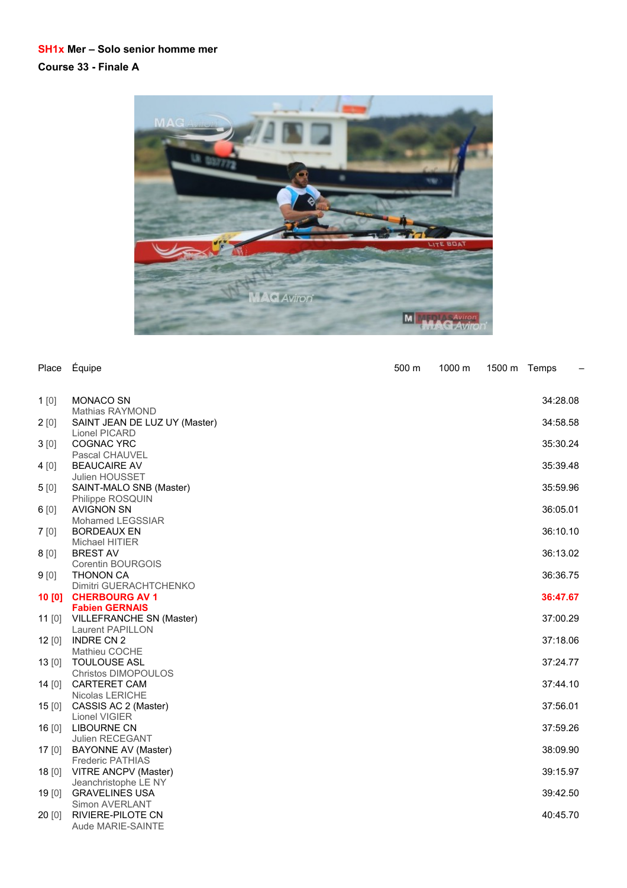**SH1x Mer – Solo senior homme mer**

**Course 33 - Finale A**

| Place | Équipe | 500 m | 1000 m | 1500 m | Temps | – |
|---|---|---|---|---|---|---|
| 1 [0] | MONACO SN<br>Mathias RAYMOND | | | | 34:28.08 | |
| 2 [0] | SAINT JEAN DE LUZ UY (Master)<br>Lionel PICARD | | | | 34:58.58 | |
| 3 [0] | COGNAC YRC<br>Pascal CHAUVEL | | | | 35:30.24 | |
| 4 [0] | BEAUCAIRE AV<br>Julien HOUSSET | | | | 35:39.48 | |
| 5 [0] | SAINT-MALO SNB (Master)<br>Philippe ROSQUIN | | | | 35:59.96 | |
| 6 [0] | AVIGNON SN<br>Mohamed LEGSSIAR | | | | 36:05.01 | |
| 7 [0] | BORDEAUX EN<br>Michael HITIER | | | | 36:10.10 | |
| 8 [0] | BREST AV<br>Corentin BOURGOIS | | | | 36:13.02 | |
| 9 [0] | THONON CA<br>Dimitri GUERACHTCHENKO | | | | 36:36.75 | |
| **10 [0]** | **CHERBOURG AV 1**<br>**Fabien GERNAIS** | | | | **36:47.67** | |
| 11 [0] | VILLEFRANCHE SN (Master)<br>Laurent PAPILLON | | | | 37:00.29 | |
| 12 [0] | INDRE CN 2<br>Mathieu COCHE | | | | 37:18.06 | |
| 13 [0] | TOULOUSE ASL<br>Christos DIMOPOULOS | | | | 37:24.77 | |
| 14 [0] | CARTERET CAM<br>Nicolas LERICHE | | | | 37:44.10 | |
| 15 [0] | CASSIS AC 2 (Master)<br>Lionel VIGIER | | | | 37:56.01 | |
| 16 [0] | LIBOURNE CN<br>Julien RECEGANT | | | | 37:59.26 | |
| 17 [0] | BAYONNE AV (Master)<br>Frederic PATHIAS | | | | 38:09.90 | |
| 18 [0] | VITRE ANCPV (Master)<br>Jeanchristophe LE NY | | | | 39:15.97 | |
| 19 [0] | GRAVELINES USA<br>Simon AVERLANT | | | | 39:42.50 | |
| 20 [0] | RIVIERE-PILOTE CN<br>Aude MARIE-SAINTE | | | | 40:45.70 | |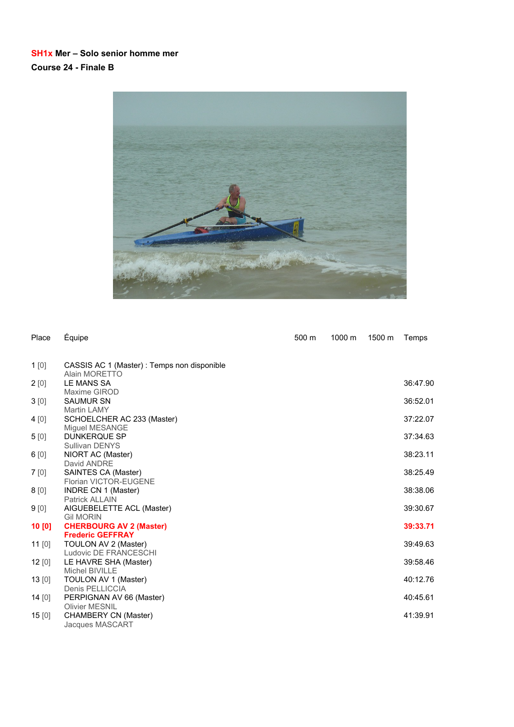**SH1x Mer – Solo senior homme mer**

**Course 24 - Finale B**

| Place | Équipe | 500 m | 1000 m | 1500 m | Temps |
| --- | --- | --- | --- | --- | --- |
| 1 [0] | CASSIS AC 1 (Master) : Temps non disponible<br>Alain MORETTO | | | | |
| 2 [0] | LE MANS SA<br>Maxime GIROD | | | | 36:47.90 |
| 3 [0] | SAUMUR SN<br>Martin LAMY | | | | 36:52.01 |
| 4 [0] | SCHOELCHER AC 233 (Master)<br>Miguel MESANGE | | | | 37:22.07 |
| 5 [0] | DUNKERQUE SP<br>Sullivan DENYS | | | | 37:34.63 |
| 6 [0] | NIORT AC (Master)<br>David ANDRE | | | | 38:23.11 |
| 7 [0] | SAINTES CA (Master)<br>Florian VICTOR-EUGENE | | | | 38:25.49 |
| 8 [0] | INDRE CN 1 (Master)<br>Patrick ALLAIN | | | | 38:38.06 |
| 9 [0] | AIGUEBELETTE ACL (Master)<br>Gil MORIN | | | | 39:30.67 |
| **10 [0]** | **CHERBOURG AV 2 (Master)<br>Frederic GEFFRAY** | | | | **39:33.71** |
| 11 [0] | TOULON AV 2 (Master)<br>Ludovic DE FRANCESCHI | | | | 39:49.63 |
| 12 [0] | LE HAVRE SHA (Master)<br>Michel BIVILLE | | | | 39:58.46 |
| 13 [0] | TOULON AV 1 (Master)<br>Denis PELLICCIA | | | | 40:12.76 |
| 14 [0] | PERPIGNAN AV 66 (Master)<br>Olivier MESNIL | | | | 40:45.61 |
| 15 [0] | CHAMBERY CN (Master)<br>Jacques MASCART | | | | 41:39.91 |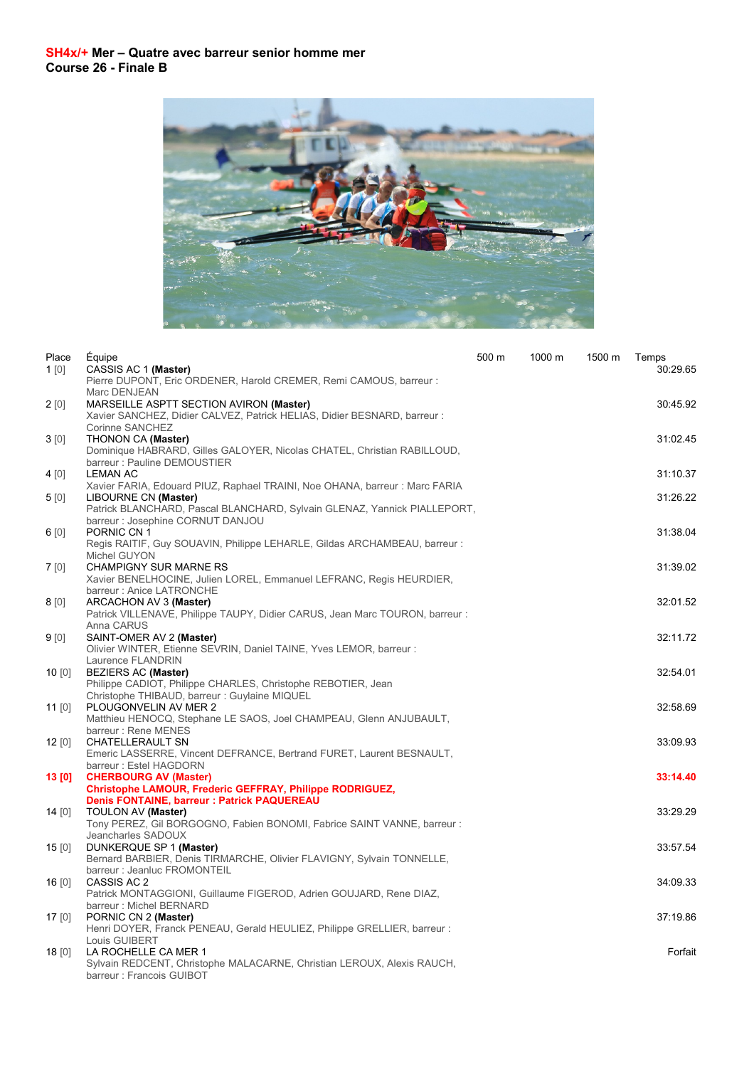**SH4x/+ Mer – Quatre avec barreur senior homme mer**
**Course 26 - Finale B**

| Place | Équipe | 500 m | 1000 m | 1500 m | Temps |
|---|---|---|---|---|---|
| 1 [0] | CASSIS AC 1 **(Master)**<br>Pierre DUPONT, Eric ORDENER, Harold CREMER, Remi CAMOUS, barreur : Marc DENJEAN | | | | 30:29.65 |
| 2 [0] | MARSEILLE ASPTT SECTION AVIRON **(Master)**<br>Xavier SANCHEZ, Didier CALVEZ, Patrick HELIAS, Didier BESNARD, barreur : Corinne SANCHEZ | | | | 30:45.92 |
| 3 [0] | THONON CA **(Master)**<br>Dominique HABRARD, Gilles GALOYER, Nicolas CHATEL, Christian RABILLOUD, barreur : Pauline DEMOUSTIER | | | | 31:02.45 |
| 4 [0] | LEMAN AC<br>Xavier FARIA, Edouard PIUZ, Raphael TRAINI, Noe OHANA, barreur : Marc FARIA | | | | 31:10.37 |
| 5 [0] | LIBOURNE CN **(Master)**<br>Patrick BLANCHARD, Pascal BLANCHARD, Sylvain GLENAZ, Yannick PIALLEPORT, barreur : Josephine CORNUT DANJOU | | | | 31:26.22 |
| 6 [0] | PORNIC CN 1<br>Regis RAITIF, Guy SOUAVIN, Philippe LEHARLE, Gildas ARCHAMBEAU, barreur : Michel GUYON | | | | 31:38.04 |
| 7 [0] | CHAMPIGNY SUR MARNE RS<br>Xavier BENELHOCINE, Julien LOREL, Emmanuel LEFRANC, Regis HEURDIER, barreur : Anice LATRONCHE | | | | 31:39.02 |
| 8 [0] | ARCACHON AV 3 **(Master)**<br>Patrick VILLENAVE, Philippe TAUPY, Didier CARUS, Jean Marc TOURON, barreur : Anna CARUS | | | | 32:01.52 |
| 9 [0] | SAINT-OMER AV 2 **(Master)**<br>Olivier WINTER, Etienne SEVRIN, Daniel TAINE, Yves LEMOR, barreur : Laurence FLANDRIN | | | | 32:11.72 |
| 10 [0] | BEZIERS AC **(Master)**<br>Philippe CADIOT, Philippe CHARLES, Christophe REBOTIER, Jean Christophe THIBAUD, barreur : Guylaine MIQUEL | | | | 32:54.01 |
| 11 [0] | PLOUGONVELIN AV MER 2<br>Matthieu HENOCQ, Stephane LE SAOS, Joel CHAMPEAU, Glenn ANJUBAULT, barreur : Rene MENES | | | | 32:58.69 |
| 12 [0] | CHATELLERAULT SN<br>Emeric LASSERRE, Vincent DEFRANCE, Bertrand FURET, Laurent BESNAULT, barreur : Estel HAGDORN | | | | 33:09.93 |
| **13 [0]** | **CHERBOURG AV (Master)**<br>**Christophe LAMOUR, Frederic GEFFRAY, Philippe RODRIGUEZ, Denis FONTAINE, barreur : Patrick PAQUEREAU** | | | | **33:14.40** |
| 14 [0] | TOULON AV **(Master)**<br>Tony PEREZ, Gil BORGOGNO, Fabien BONOMI, Fabrice SAINT VANNE, barreur : Jeancharles SADOUX | | | | 33:29.29 |
| 15 [0] | DUNKERQUE SP 1 **(Master)**<br>Bernard BARBIER, Denis TIRMARCHE, Olivier FLAVIGNY, Sylvain TONNELLE, barreur : Jeanluc FROMONTEIL | | | | 33:57.54 |
| 16 [0] | CASSIS AC 2<br>Patrick MONTAGGIONI, Guillaume FIGEROD, Adrien GOUJARD, Rene DIAZ, barreur : Michel BERNARD | | | | 34:09.33 |
| 17 [0] | PORNIC CN 2 **(Master)**<br>Henri DOYER, Franck PENEAU, Gerald HEULIEZ, Philippe GRELLIER, barreur : Louis GUIBERT | | | | 37:19.86 |
| 18 [0] | LA ROCHELLE CA MER 1<br>Sylvain REDCENT, Christophe MALACARNE, Christian LEROUX, Alexis RAUCH, barreur : Francois GUIBOT | | | | Forfait |